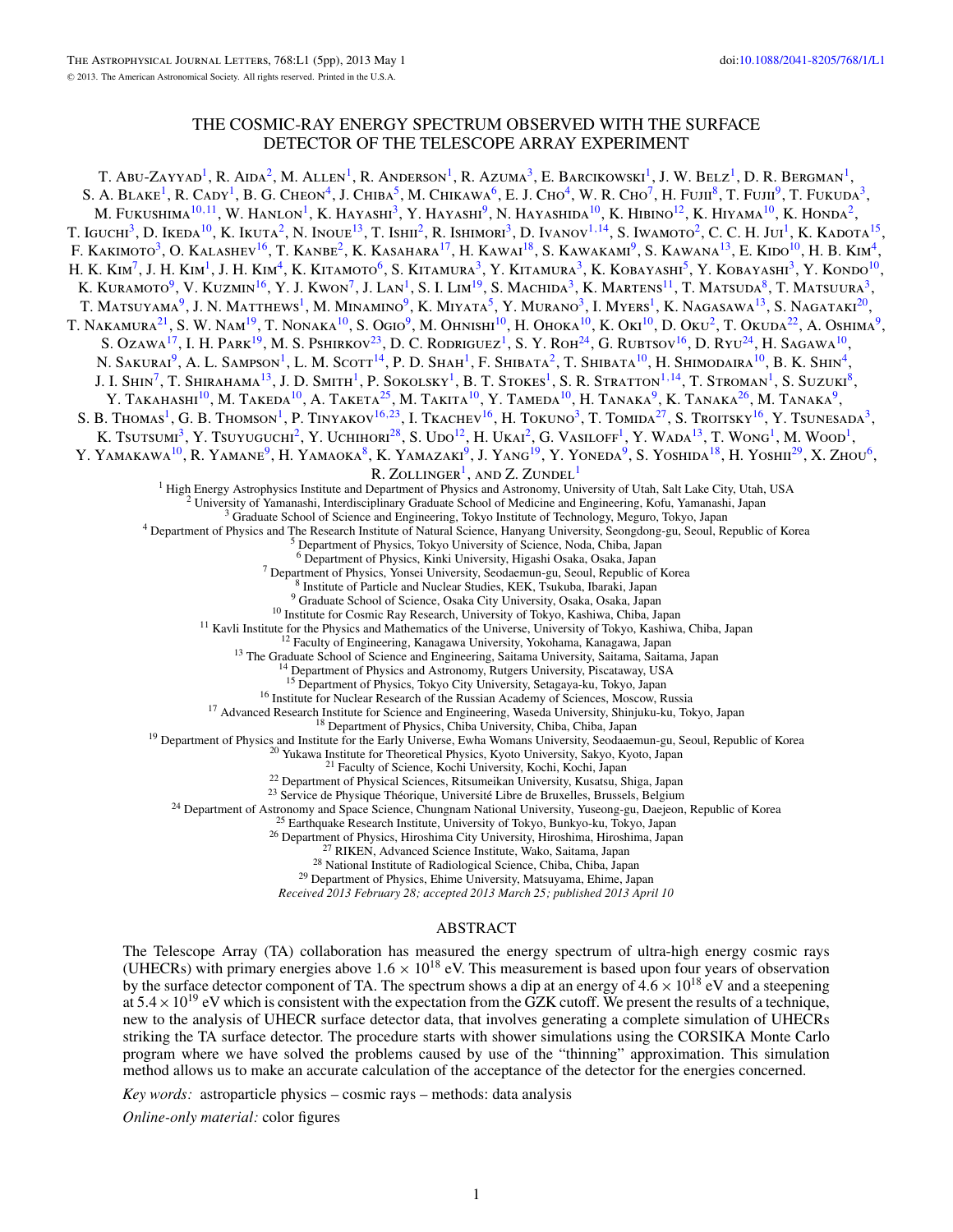# THE COSMIC-RAY ENERGY SPECTRUM OBSERVED WITH THE SURFACE DETECTOR OF THE TELESCOPE ARRAY EXPERIMENT

T. Abu-Zayyad[1], R. Aida[2], M. Allen[1], R. Anderson[1], R. Azuma[3], E. Barcikowski[1], J. W. Belz[1], D. R. Bergman[1], S. A. Blake[1], R. Cady[1], B. G. Cheon[4], J. Chiba[5], M. Chikawa[6], E. J. Cho[4], W. R. Cho[7], H. Fujii[8], T. Fujii[9], T. Fukuda[3], M. Fukushima[10,11], W. Hanlon[1], K. Hayashi[3], Y. Hayashi[9], N. Hayashida[10], K. Hibino[12], K. Hiyama[10], K. Honda[2], T. Iguchi[3], D. Ikeda[10], K. Ikuta[2], N. Inoue[13], T. Ishii[2], R. Ishimori[3], D. Ivanov[1,14], S. Iwamoto[2], C. C. H. Jui[1], K. Kadota[15], F. Kakimoto[3], O. Kalashev[16], T. Kanbe[2], K. Kasahara[17], H. Kawai[18], S. Kawakami[9], S. Kawana[13], E. Kido[10], H. B. Kim[4], H. K. Kim[7], J. H. Kim[1], J. H. Kim[4], K. Kitamoto[6], S. Kitamura[3], Y. Kitamura[3], K. Kobayashi[5], Y. Kobayashi[3], Y. Kondo[10], K. Kuramoto[9], V. Kuzmin[16], Y. J. Kwon[7], J. Lan[1], S. I. Lim[19], S. Machida[3], K. Martens[11], T. Matsuda[8], T. Matsuura[3], T. Matsuyama[9], J. N. Matthews[1], M. Minamino[9], K. Miyata[5], Y. Murano[3], I. Myers[1], K. Nagasawa[13], S. Nagataki[20], T. Nakamura[21], S. W. Nam[19], T. Nonaka[10], S. Ogio[9], M. Ohnishi[10], H. Ohoka[10], K. Oki[10], D. Oku[2], T. Okuda[22], A. Oshima[9], S. Ozawa[17], I. H. Park[19], M. S. Pshirkov[23], D. C. Rodriguez[1], S. Y. Roh[24], G. Rubtsov[16], D. Ryu[24], H. Sagawa[10], N. Sakurai[9], A. L. Sampson[1], L. M. Scott[14], P. D. Shah[1], F. Shibata[2], T. Shibata[10], H. Shimodaira[10], B. K. Shin[4], J. I. Shin[7], T. Shirahama[13], J. D. Smith[1], P. Sokolsky[1], B. T. Stokes[1], S. R. Stratton[1,14], T. Stroman[1], S. Suzuki[8], Y. Takahashi[10], M. Takeda[10], A. Taketa[25], M. Takita[10], Y. Tameda[10], H. Tanaka[9], K. Tanaka[26], M. Tanaka[9], S. B. Thomas[1], G. B. Thomson[1], P. Tinyakov[16,23], I. Tkachev[16], H. Tokuno[3], T. Tomida[27], S. Troitsky[16], Y. Tsunesada[3], K. Tsutsumi[3], Y. Tsuyuguchi[2], Y. Uchihori[28], S. Udo[12], H. Ukai[2], G. Vasiloff[1], Y. Wada[13], T. Wong[1], M. Wood[1], Y. Yamakawa[10], R. Yamane[9], H. Yamaoka[8], K. Yamazaki[9], J. Yang[19], Y. Yoneda[9], S. Yoshida[18], H. Yoshii[29], X. Zhou[6], R. Zollinger[1], and Z. Zundel[1]

[1] High Energy Astrophysics Institute and Department of Physics and Astronomy, University of Utah, Salt Lake City, Utah, USA
[2] University of Yamanashi, Interdisciplinary Graduate School of Medicine and Engineering, Kofu, Yamanashi, Japan
[3] Graduate School of Science and Engineering, Tokyo Institute of Technology, Meguro, Tokyo, Japan
[4] Department of Physics and The Research Institute of Natural Science, Hanyang University, Seongdong-gu, Seoul, Republic of Korea
[5] Department of Physics, Tokyo University of Science, Noda, Chiba, Japan
[6] Department of Physics, Kinki University, Higashi Osaka, Osaka, Japan
[7] Department of Physics, Yonsei University, Seodaemun-gu, Seoul, Republic of Korea
[8] Institute of Particle and Nuclear Studies, KEK, Tsukuba, Ibaraki, Japan
[9] Graduate School of Science, Osaka City University, Osaka, Osaka, Japan
[10] Institute for Cosmic Ray Research, University of Tokyo, Kashiwa, Chiba, Japan
[11] Kavli Institute for the Physics and Mathematics of the Universe, University of Tokyo, Kashiwa, Chiba, Japan
[12] Faculty of Engineering, Kanagawa University, Yokohama, Kanagawa, Japan
[13] The Graduate School of Science and Engineering, Saitama University, Saitama, Saitama, Japan
[14] Department of Physics and Astronomy, Rutgers University, Piscataway, USA
[15] Department of Physics, Tokyo City University, Setagaya-ku, Tokyo, Japan
[16] Institute for Nuclear Research of the Russian Academy of Sciences, Moscow, Russia
[17] Advanced Research Institute for Science and Engineering, Waseda University, Shinjuku-ku, Tokyo, Japan
[18] Department of Physics, Chiba University, Chiba, Chiba, Japan
[19] Department of Physics and Institute for the Early Universe, Ewha Womans University, Seodaaemun-gu, Seoul, Republic of Korea
[20] Yukawa Institute for Theoretical Physics, Kyoto University, Sakyo, Kyoto, Japan
[21] Faculty of Science, Kochi University, Kochi, Kochi, Japan
[22] Department of Physical Sciences, Ritsumeikan University, Kusatsu, Shiga, Japan
[23] Service de Physique Théorique, Université Libre de Bruxelles, Brussels, Belgium
[24] Department of Astronomy and Space Science, Chungnam National University, Yuseong-gu, Daejeon, Republic of Korea
[25] Earthquake Research Institute, University of Tokyo, Bunkyo-ku, Tokyo, Japan
[26] Department of Physics, Hiroshima City University, Hiroshima, Hiroshima, Japan
[27] RIKEN, Advanced Science Institute, Wako, Saitama, Japan
[28] National Institute of Radiological Science, Chiba, Chiba, Japan
[29] Department of Physics, Ehime University, Matsuyama, Ehime, Japan

*Received 2013 February 28; accepted 2013 March 25; published 2013 April 10*

## ABSTRACT

The Telescope Array (TA) collaboration has measured the energy spectrum of ultra-high energy cosmic rays (UHECRs) with primary energies above $1.6 \times 10^{18}$ eV. This measurement is based upon four years of observation by the surface detector component of TA. The spectrum shows a dip at an energy of $4.6 \times 10^{18}$ eV and a steepening at $5.4 \times 10^{19}$ eV which is consistent with the expectation from the GZK cutoff. We present the results of a technique, new to the analysis of UHECR surface detector data, that involves generating a complete simulation of UHECRs striking the TA surface detector. The procedure starts with shower simulations using the CORSIKA Monte Carlo program where we have solved the problems caused by use of the "thinning" approximation. This simulation method allows us to make an accurate calculation of the acceptance of the detector for the energies concerned.

*Key words:* astroparticle physics – cosmic rays – methods: data analysis

*Online-only material:* color figures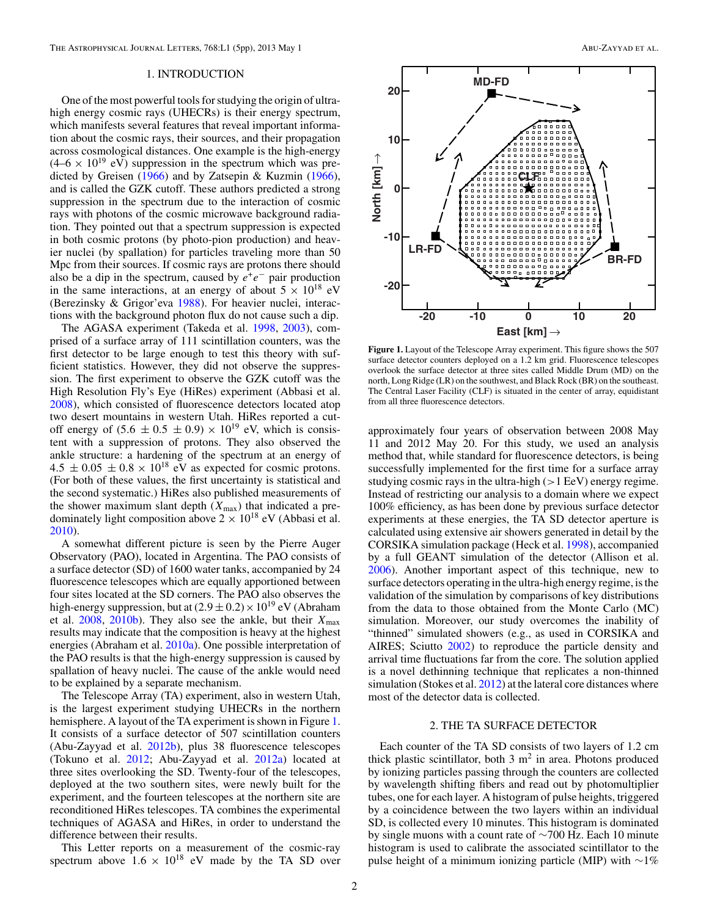## 1. INTRODUCTION

One of the most powerful tools for studying the origin of ultra-high energy cosmic rays (UHECRs) is their energy spectrum, which manifests several features that reveal important information about the cosmic rays, their sources, and their propagation across cosmological distances. One example is the high-energy ($4$–$6 \times 10^{19}$ eV) suppression in the spectrum which was predicted by Greisen (1966) and by Zatsepin & Kuzmin (1966), and is called the GZK cutoff. These authors predicted a strong suppression in the spectrum due to the interaction of cosmic rays with photons of the cosmic microwave background radiation. They pointed out that a spectrum suppression is expected in both cosmic protons (by photo-pion production) and heavier nuclei (by spallation) for particles traveling more than 50 Mpc from their sources. If cosmic rays are protons there should also be a dip in the spectrum, caused by $e^{+}e^{-}$ pair production in the same interactions, at an energy of about $5 \times 10^{18}$ eV (Berezinsky & Grigor'eva 1988). For heavier nuclei, interactions with the background photon flux do not cause such a dip.

The AGASA experiment (Takeda et al. 1998, 2003), comprised of a surface array of 111 scintillation counters, was the first detector to be large enough to test this theory with sufficient statistics. However, they did not observe the suppression. The first experiment to observe the GZK cutoff was the High Resolution Fly's Eye (HiRes) experiment (Abbasi et al. 2008), which consisted of fluorescence detectors located atop two desert mountains in western Utah. HiRes reported a cutoff energy of $(5.6 \pm 0.5 \pm 0.9) \times 10^{19}$ eV, which is consistent with a suppression of protons. They also observed the ankle structure: a hardening of the spectrum at an energy of $4.5 \pm 0.05 \pm 0.8 \times 10^{18}$ eV as expected for cosmic protons. (For both of these values, the first uncertainty is statistical and the second systematic.) HiRes also published measurements of the shower maximum slant depth ($X_{\max}$) that indicated a predominately light composition above $2 \times 10^{18}$ eV (Abbasi et al. 2010).

A somewhat different picture is seen by the Pierre Auger Observatory (PAO), located in Argentina. The PAO consists of a surface detector (SD) of 1600 water tanks, accompanied by 24 fluorescence telescopes which are equally apportioned between four sites located at the SD corners. The PAO also observes the high-energy suppression, but at $(2.9 \pm 0.2) \times 10^{19}$ eV (Abraham et al. 2008, 2010b). They also see the ankle, but their $X_{\max}$ results may indicate that the composition is heavy at the highest energies (Abraham et al. 2010a). One possible interpretation of the PAO results is that the high-energy suppression is caused by spallation of heavy nuclei. The cause of the ankle would need to be explained by a separate mechanism.

The Telescope Array (TA) experiment, also in western Utah, is the largest experiment studying UHECRs in the northern hemisphere. A layout of the TA experiment is shown in Figure 1. It consists of a surface detector of 507 scintillation counters (Abu-Zayyad et al. 2012b), plus 38 fluorescence telescopes (Tokuno et al. 2012; Abu-Zayyad et al. 2012a) located at three sites overlooking the SD. Twenty-four of the telescopes, deployed at the two southern sites, were newly built for the experiment, and the fourteen telescopes at the northern site are reconditioned HiRes telescopes. TA combines the experimental techniques of AGASA and HiRes, in order to understand the difference between their results.

This Letter reports on a measurement of the cosmic-ray spectrum above $1.6 \times 10^{18}$ eV made by the TA SD over approximately four years of observation between 2008 May 11 and 2012 May 20. For this study, we used an analysis method that, while standard for fluorescence detectors, is being successfully implemented for the first time for a surface array studying cosmic rays in the ultra-high ($>1$ EeV) energy regime. Instead of restricting our analysis to a domain where we expect 100% efficiency, as has been done by previous surface detector experiments at these energies, the TA SD detector aperture is calculated using extensive air showers generated in detail by the CORSIKA simulation package (Heck et al. 1998), accompanied by a full GEANT simulation of the detector (Allison et al. 2006). Another important aspect of this technique, new to surface detectors operating in the ultra-high energy regime, is the validation of the simulation by comparisons of key distributions from the data to those obtained from the Monte Carlo (MC) simulation. Moreover, our study overcomes the inability of "thinned" simulated showers (e.g., as used in CORSIKA and AIRES; Sciutto 2002) to reproduce the particle density and arrival time fluctuations far from the core. The solution applied is a novel dethinning technique that replicates a non-thinned simulation (Stokes et al. 2012) at the lateral core distances where most of the detector data is collected.

**Figure 1.** Layout of the Telescope Array experiment. This figure shows the 507 surface detector counters deployed on a 1.2 km grid. Fluorescence telescopes overlook the surface detector at three sites called Middle Drum (MD) on the north, Long Ridge (LR) on the southwest, and Black Rock (BR) on the southeast. The Central Laser Facility (CLF) is situated in the center of array, equidistant from all three fluorescence detectors.

## 2. THE TA SURFACE DETECTOR

Each counter of the TA SD consists of two layers of 1.2 cm thick plastic scintillator, both 3 m$^2$ in area. Photons produced by ionizing particles passing through the counters are collected by wavelength shifting fibers and read out by photomultiplier tubes, one for each layer. A histogram of pulse heights, triggered by a coincidence between the two layers within an individual SD, is collected every 10 minutes. This histogram is dominated by single muons with a count rate of ~700 Hz. Each 10 minute histogram is used to calibrate the associated scintillator to the pulse height of a minimum ionizing particle (MIP) with ~1%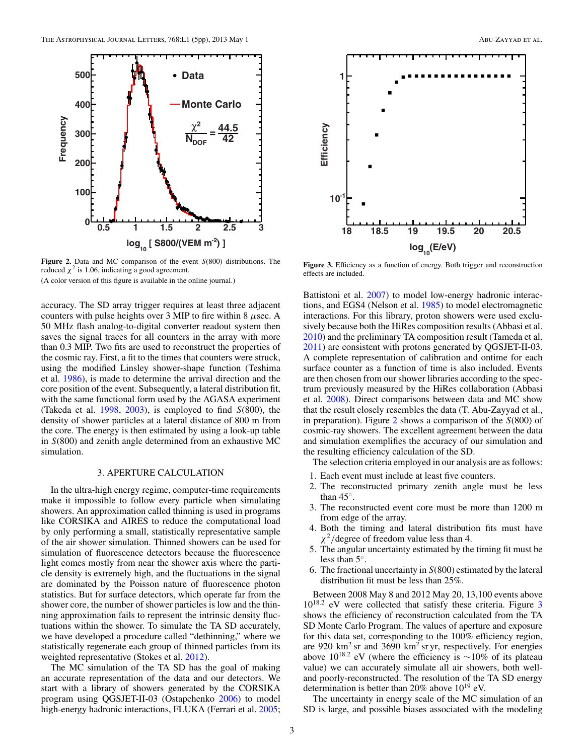Figure 2. Data and MC comparison of the event $S(800)$ distributions. The reduced $\chi^2$ is 1.06, indicating a good agreement.

(A color version of this figure is available in the online journal.)

Figure 3. Efficiency as a function of energy. Both trigger and reconstruction effects are included.

accuracy. The SD array trigger requires at least three adjacent counters with pulse heights over 3 MIP to fire within 8 $\mu$sec. A 50 MHz flash analog-to-digital converter readout system then saves the signal traces for all counters in the array with more than 0.3 MIP. Two fits are used to reconstruct the properties of the cosmic ray. First, a fit to the times that counters were struck, using the modified Linsley shower-shape function (Teshima et al. 1986), is made to determine the arrival direction and the core position of the event. Subsequently, a lateral distribution fit, with the same functional form used by the AGASA experiment (Takeda et al. 1998, 2003), is employed to find $S(800)$, the density of shower particles at a lateral distance of 800 m from the core. The energy is then estimated by using a look-up table in $S(800)$ and zenith angle determined from an exhaustive MC simulation.

## 3. APERTURE CALCULATION

In the ultra-high energy regime, computer-time requirements make it impossible to follow every particle when simulating showers. An approximation called thinning is used in programs like CORSIKA and AIRES to reduce the computational load by only performing a small, statistically representative sample of the air shower simulation. Thinned showers can be used for simulation of fluorescence detectors because the fluorescence light comes mostly from near the shower axis where the particle density is extremely high, and the fluctuations in the signal are dominated by the Poisson nature of fluorescence photon statistics. But for surface detectors, which operate far from the shower core, the number of shower particles is low and the thinning approximation fails to represent the intrinsic density fluctuations within the shower. To simulate the TA SD accurately, we have developed a procedure called "dethinning," where we statistically regenerate each group of thinned particles from its weighted representative (Stokes et al. 2012).

The MC simulation of the TA SD has the goal of making an accurate representation of the data and our detectors. We start with a library of showers generated by the CORSIKA program using QGSJET-II-03 (Ostapchenko 2006) to model high-energy hadronic interactions, FLUKA (Ferrari et al. 2005; Battistoni et al. 2007) to model low-energy hadronic interactions, and EGS4 (Nelson et al. 1985) to model electromagnetic interactions. For this library, proton showers were used exclusively because both the HiRes composition results (Abbasi et al. 2010) and the preliminary TA composition result (Tameda et al. 2011) are consistent with protons generated by QGSJET-II-03. A complete representation of calibration and ontime for each surface counter as a function of time is also included. Events are then chosen from our shower libraries according to the spectrum previously measured by the HiRes collaboration (Abbasi et al. 2008). Direct comparisons between data and MC show that the result closely resembles the data (T. Abu-Zayyad et al., in preparation). Figure 2 shows a comparison of the $S(800)$ of cosmic-ray showers. The excellent agreement between the data and simulation exemplifies the accuracy of our simulation and the resulting efficiency calculation of the SD.

The selection criteria employed in our analysis are as follows:

1. Each event must include at least five counters.
2. The reconstructed primary zenith angle must be less than 45°.
3. The reconstructed event core must be more than 1200 m from edge of the array.
4. Both the timing and lateral distribution fits must have $\chi^2$/degree of freedom value less than 4.
5. The angular uncertainty estimated by the timing fit must be less than 5°.
6. The fractional uncertainty in $S(800)$ estimated by the lateral distribution fit must be less than 25%.

Between 2008 May 8 and 2012 May 20, 13,100 events above $10^{18.2}$ eV were collected that satisfy these criteria. Figure 3 shows the efficiency of reconstruction calculated from the TA SD Monte Carlo Program. The values of aperture and exposure for this data set, corresponding to the 100% efficiency region, are 920 km$^2$ sr and 3690 km$^2$ sr yr, respectively. For energies above $10^{18.2}$ eV (where the efficiency is ~10% of its plateau value) we can accurately simulate all air showers, both well- and poorly-reconstructed. The resolution of the TA SD energy determination is better than 20% above $10^{19}$ eV.

The uncertainty in energy scale of the MC simulation of an SD is large, and possible biases associated with the modeling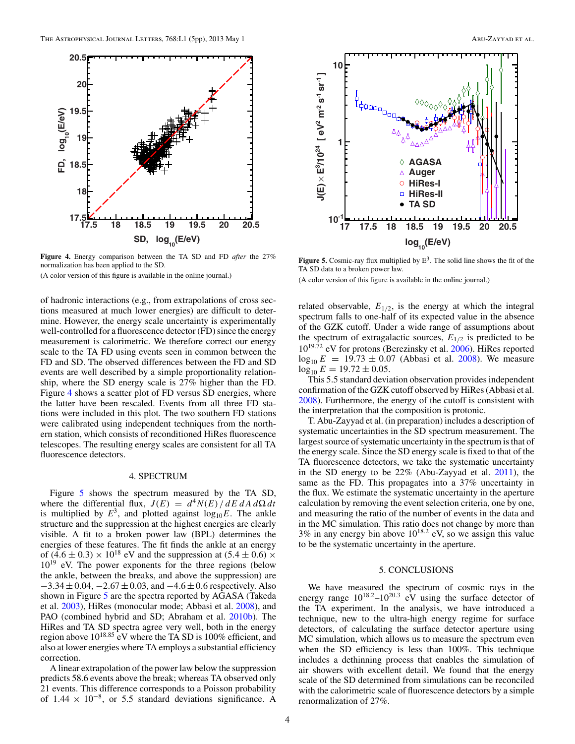**Figure 4.** Energy comparison between the TA SD and FD *after* the 27% normalization has been applied to the SD.

(A color version of this figure is available in the online journal.)

**Figure 5.** Cosmic-ray flux multiplied by $E^3$. The solid line shows the fit of the TA SD data to a broken power law.

(A color version of this figure is available in the online journal.)

of hadronic interactions (e.g., from extrapolations of cross sections measured at much lower energies) are difficult to determine. However, the energy scale uncertainty is experimentally well-controlled for a fluorescence detector (FD) since the energy measurement is calorimetric. We therefore correct our energy scale to the TA FD using events seen in common between the FD and SD. The observed differences between the FD and SD events are well described by a simple proportionality relationship, where the SD energy scale is 27% higher than the FD. Figure 4 shows a scatter plot of FD versus SD energies, where the latter have been rescaled. Events from all three FD stations were included in this plot. The two southern FD stations were calibrated using independent techniques from the northern station, which consists of reconditioned HiRes fluorescence telescopes. The resulting energy scales are consistent for all TA fluorescence detectors.

## 4. SPECTRUM

Figure 5 shows the spectrum measured by the TA SD, where the differential flux, $J(E) = d^4N(E)/dE\,dA\,d\Omega\,dt$ is multiplied by $E^3$, and plotted against $\log_{10}E$. The ankle structure and the suppression at the highest energies are clearly visible. A fit to a broken power law (BPL) determines the energies of these features. The fit finds the ankle at an energy of $(4.6 \pm 0.3) \times 10^{18}$ eV and the suppression at $(5.4 \pm 0.6) \times 10^{19}$ eV. The power exponents for the three regions (below the ankle, between the breaks, and above the suppression) are $-3.34 \pm 0.04$, $-2.67 \pm 0.03$, and $-4.6 \pm 0.6$ respectively. Also shown in Figure 5 are the spectra reported by AGASA (Takeda et al. 2003), HiRes (monocular mode; Abbasi et al. 2008), and PAO (combined hybrid and SD; Abraham et al. 2010b). The HiRes and TA SD spectra agree very well, both in the energy region above $10^{18.85}$ eV where the TA SD is 100% efficient, and also at lower energies where TA employs a substantial efficiency correction.

A linear extrapolation of the power law below the suppression predicts 58.6 events above the break; whereas TA observed only 21 events. This difference corresponds to a Poisson probability of $1.44 \times 10^{-8}$, or 5.5 standard deviations significance. A related observable, $E_{1/2}$, is the energy at which the integral spectrum falls to one-half of its expected value in the absence of the GZK cutoff. Under a wide range of assumptions about the spectrum of extragalactic sources, $E_{1/2}$ is predicted to be $10^{19.72}$ eV for protons (Berezinsky et al. 2006). HiRes reported $\log_{10} E = 19.73 \pm 0.07$ (Abbasi et al. 2008). We measure $\log_{10} E = 19.72 \pm 0.05$.

This 5.5 standard deviation observation provides independent confirmation of the GZK cutoff observed by HiRes (Abbasi et al. 2008). Furthermore, the energy of the cutoff is consistent with the interpretation that the composition is protonic.

T. Abu-Zayyad et al. (in preparation) includes a description of systematic uncertainties in the SD spectrum measurement. The largest source of systematic uncertainty in the spectrum is that of the energy scale. Since the SD energy scale is fixed to that of the TA fluorescence detectors, we take the systematic uncertainty in the SD energy to be 22% (Abu-Zayyad et al. 2011), the same as the FD. This propagates into a 37% uncertainty in the flux. We estimate the systematic uncertainty in the aperture calculation by removing the event selection criteria, one by one, and measuring the ratio of the number of events in the data and in the MC simulation. This ratio does not change by more than 3% in any energy bin above $10^{18.2}$ eV, so we assign this value to be the systematic uncertainty in the aperture.

## 5. CONCLUSIONS

We have measured the spectrum of cosmic rays in the energy range $10^{18.2}$–$10^{20.3}$ eV using the surface detector of the TA experiment. In the analysis, we have introduced a technique, new to the ultra-high energy regime for surface detectors, of calculating the surface detector aperture using MC simulation, which allows us to measure the spectrum even when the SD efficiency is less than 100%. This technique includes a dethinning process that enables the simulation of air showers with excellent detail. We found that the energy scale of the SD determined from simulations can be reconciled with the calorimetric scale of fluorescence detectors by a simple renormalization of 27%.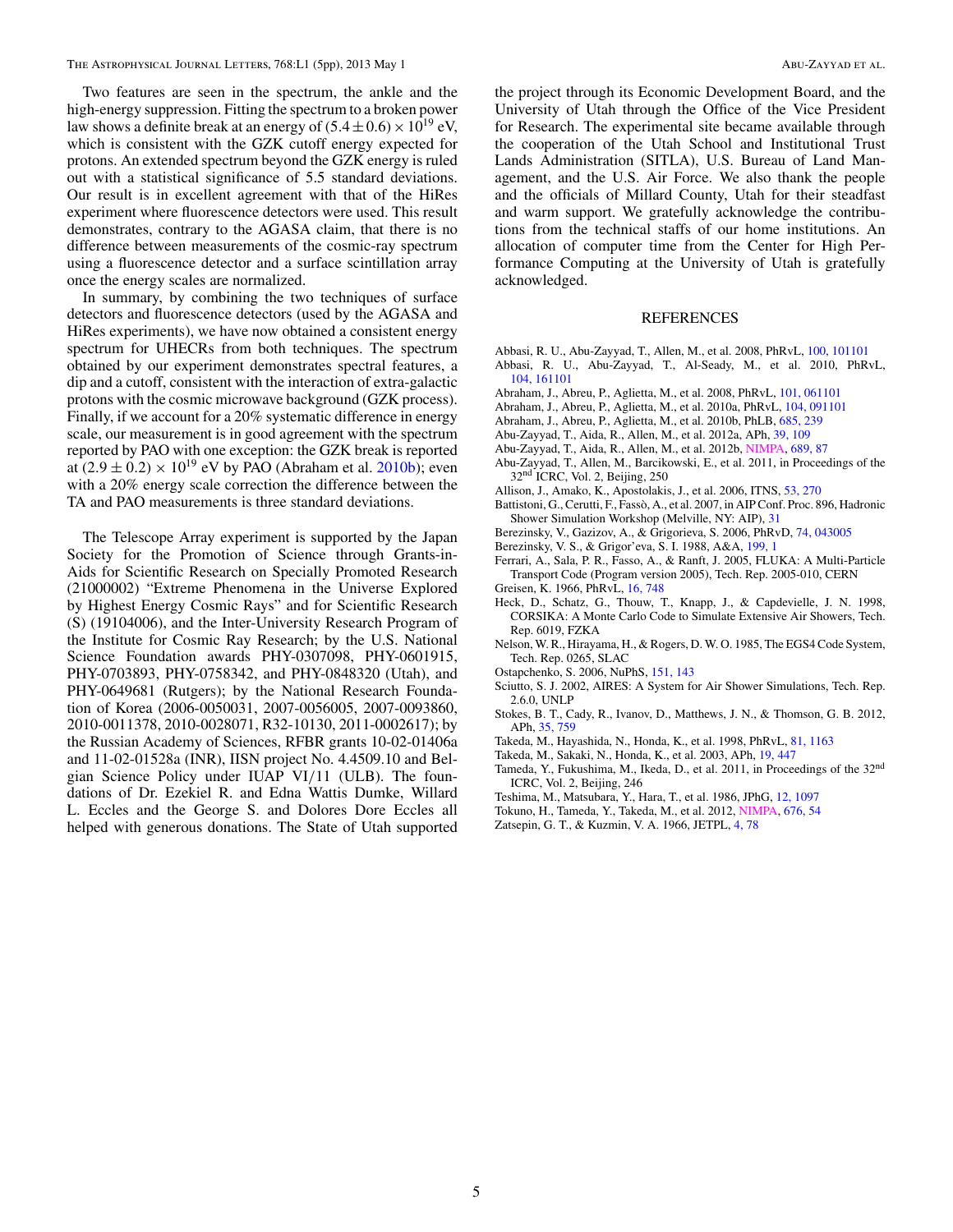Two features are seen in the spectrum, the ankle and the high-energy suppression. Fitting the spectrum to a broken power law shows a definite break at an energy of $(5.4 \pm 0.6) \times 10^{19}$ eV, which is consistent with the GZK cutoff energy expected for protons. An extended spectrum beyond the GZK energy is ruled out with a statistical significance of 5.5 standard deviations. Our result is in excellent agreement with that of the HiRes experiment where fluorescence detectors were used. This result demonstrates, contrary to the AGASA claim, that there is no difference between measurements of the cosmic-ray spectrum using a fluorescence detector and a surface scintillation array once the energy scales are normalized.

In summary, by combining the two techniques of surface detectors and fluorescence detectors (used by the AGASA and HiRes experiments), we have now obtained a consistent energy spectrum for UHECRs from both techniques. The spectrum obtained by our experiment demonstrates spectral features, a dip and a cutoff, consistent with the interaction of extra-galactic protons with the cosmic microwave background (GZK process). Finally, if we account for a 20% systematic difference in energy scale, our measurement is in good agreement with the spectrum reported by PAO with one exception: the GZK break is reported at $(2.9 \pm 0.2) \times 10^{19}$ eV by PAO (Abraham et al. 2010b); even with a 20% energy scale correction the difference between the TA and PAO measurements is three standard deviations.

The Telescope Array experiment is supported by the Japan Society for the Promotion of Science through Grants-in-Aids for Scientific Research on Specially Promoted Research (21000002) "Extreme Phenomena in the Universe Explored by Highest Energy Cosmic Rays" and for Scientific Research (S) (19104006), and the Inter-University Research Program of the Institute for Cosmic Ray Research; by the U.S. National Science Foundation awards PHY-0307098, PHY-0601915, PHY-0703893, PHY-0758342, and PHY-0848320 (Utah), and PHY-0649681 (Rutgers); by the National Research Foundation of Korea (2006-0050031, 2007-0056005, 2007-0093860, 2010-0011378, 2010-0028071, R32-10130, 2011-0002617); by the Russian Academy of Sciences, RFBR grants 10-02-01406a and 11-02-01528a (INR), IISN project No. 4.4509.10 and Belgian Science Policy under IUAP VI/11 (ULB). The foundations of Dr. Ezekiel R. and Edna Wattis Dumke, Willard L. Eccles and the George S. and Dolores Dore Eccles all helped with generous donations. The State of Utah supported the project through its Economic Development Board, and the University of Utah through the Office of the Vice President for Research. The experimental site became available through the cooperation of the Utah School and Institutional Trust Lands Administration (SITLA), U.S. Bureau of Land Management, and the U.S. Air Force. We also thank the people and the officials of Millard County, Utah for their steadfast and warm support. We gratefully acknowledge the contributions from the technical staffs of our home institutions. An allocation of computer time from the Center for High Performance Computing at the University of Utah is gratefully acknowledged.

## REFERENCES

Abbasi, R. U., Abu-Zayyad, T., Allen, M., et al. 2008, PhRvL, 100, 101101

Abbasi, R. U., Abu-Zayyad, T., Al-Seady, M., et al. 2010, PhRvL, 104, 161101

Abraham, J., Abreu, P., Aglietta, M., et al. 2008, PhRvL, 101, 061101

Abraham, J., Abreu, P., Aglietta, M., et al. 2010a, PhRvL, 104, 091101

Abraham, J., Abreu, P., Aglietta, M., et al. 2010b, PhLB, 685, 239

Abu-Zayyad, T., Aida, R., Allen, M., et al. 2012a, APh, 39, 109

Abu-Zayyad, T., Aida, R., Allen, M., et al. 2012b, NIMPA, 689, 87

Abu-Zayyad, T., Allen, M., Barcikowski, E., et al. 2011, in Proceedings of the 32nd ICRC, Vol. 2, Beijing, 250

Allison, J., Amako, K., Apostolakis, J., et al. 2006, ITNS, 53, 270

Battistoni, G., Cerutti, F., Fassò, A., et al. 2007, in AIP Conf. Proc. 896, Hadronic Shower Simulation Workshop (Melville, NY: AIP), 31

Berezinsky, V., Gazizov, A., & Grigorieva, S. 2006, PhRvD, 74, 043005

Berezinsky, V. S., & Grigor'eva, S. I. 1988, A&A, 199, 1

Ferrari, A., Sala, P. R., Fasso, A., & Ranft, J. 2005, FLUKA: A Multi-Particle Transport Code (Program version 2005), Tech. Rep. 2005-010, CERN

Greisen, K. 1966, PhRvL, 16, 748

Heck, D., Schatz, G., Thouw, T., Knapp, J., & Capdevielle, J. N. 1998, CORSIKA: A Monte Carlo Code to Simulate Extensive Air Showers, Tech. Rep. 6019, FZKA

Nelson, W. R., Hirayama, H., & Rogers, D. W. O. 1985, The EGS4 Code System, Tech. Rep. 0265, SLAC

Ostapchenko, S. 2006, NuPhS, 151, 143

Sciutto, S. J. 2002, AIRES: A System for Air Shower Simulations, Tech. Rep. 2.6.0, UNLP

Stokes, B. T., Cady, R., Ivanov, D., Matthews, J. N., & Thomson, G. B. 2012, APh, 35, 759

Takeda, M., Hayashida, N., Honda, K., et al. 1998, PhRvL, 81, 1163

Takeda, M., Sakaki, N., Honda, K., et al. 2003, APh, 19, 447

Tameda, Y., Fukushima, M., Ikeda, D., et al. 2011, in Proceedings of the 32nd ICRC, Vol. 2, Beijing, 246

Teshima, M., Matsubara, Y., Hara, T., et al. 1986, JPhG, 12, 1097

Tokuno, H., Tameda, Y., Takeda, M., et al. 2012, NIMPA, 676, 54

Zatsepin, G. T., & Kuzmin, V. A. 1966, JETPL, 4, 78